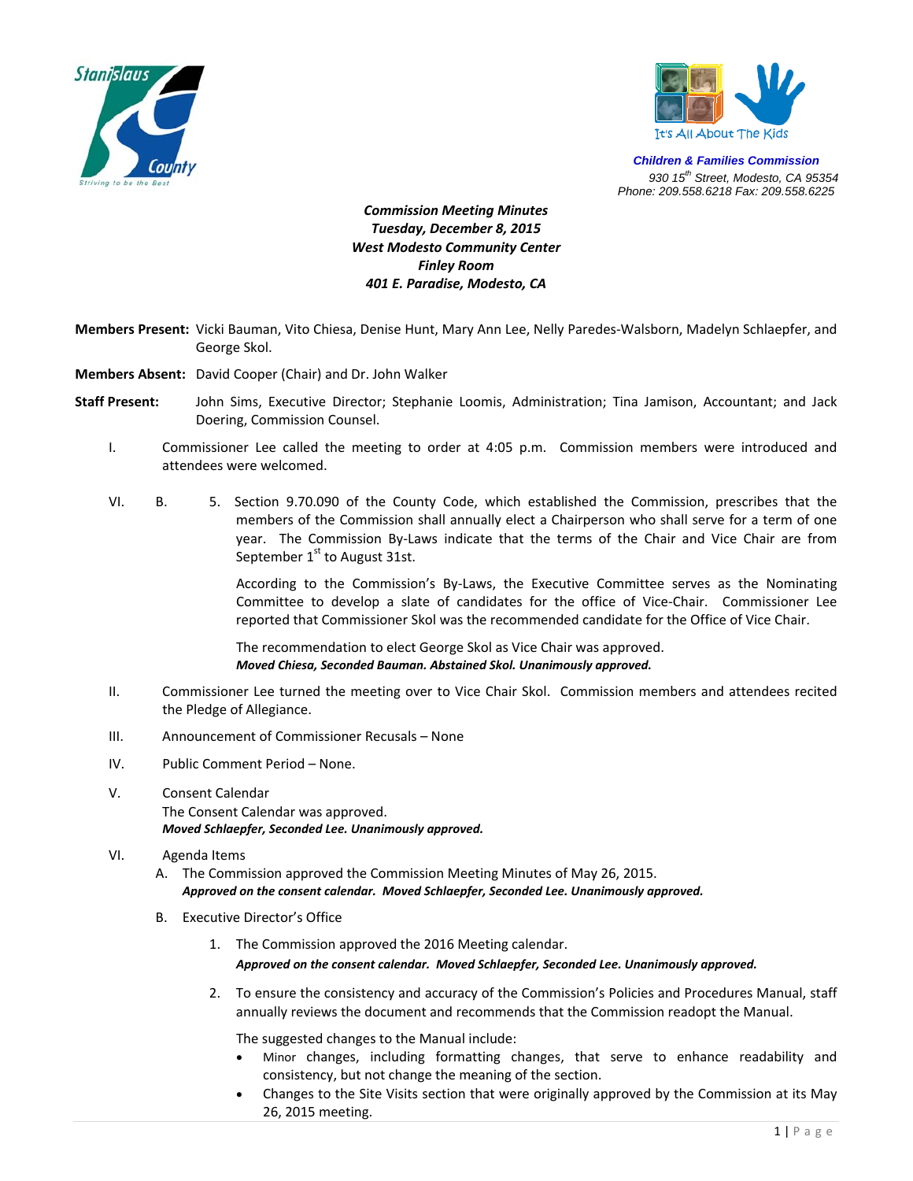**Children & Families Commission**
930 15th Street, Modesto, CA 95354
Phone: 209.558.6218 Fax: 209.558.6225

***Commission Meeting Minutes***
***Tuesday, December 8, 2015***
***West Modesto Community Center***
***Finley Room***
***401 E. Paradise, Modesto, CA***

**Members Present:** Vicki Bauman, Vito Chiesa, Denise Hunt, Mary Ann Lee, Nelly Paredes-Walsborn, Madelyn Schlaepfer, and George Skol.

**Members Absent:** David Cooper (Chair) and Dr. John Walker

**Staff Present:** John Sims, Executive Director; Stephanie Loomis, Administration; Tina Jamison, Accountant; and Jack Doering, Commission Counsel.

I. Commissioner Lee called the meeting to order at 4:05 p.m. Commission members were introduced and attendees were welcomed.

VI. B. 5. Section 9.70.090 of the County Code, which established the Commission, prescribes that the members of the Commission shall annually elect a Chairperson who shall serve for a term of one year. The Commission By-Laws indicate that the terms of the Chair and Vice Chair are from September 1st to August 31st.

According to the Commission's By-Laws, the Executive Committee serves as the Nominating Committee to develop a slate of candidates for the office of Vice-Chair. Commissioner Lee reported that Commissioner Skol was the recommended candidate for the Office of Vice Chair.

The recommendation to elect George Skol as Vice Chair was approved.
***Moved Chiesa, Seconded Bauman. Abstained Skol. Unanimously approved.***

II. Commissioner Lee turned the meeting over to Vice Chair Skol. Commission members and attendees recited the Pledge of Allegiance.

III. Announcement of Commissioner Recusals – None

IV. Public Comment Period – None.

V. Consent Calendar
The Consent Calendar was approved.
***Moved Schlaepfer, Seconded Lee. Unanimously approved.***

VI. Agenda Items

A. The Commission approved the Commission Meeting Minutes of May 26, 2015.
***Approved on the consent calendar. Moved Schlaepfer, Seconded Lee. Unanimously approved.***

B. Executive Director's Office

1. The Commission approved the 2016 Meeting calendar.
***Approved on the consent calendar. Moved Schlaepfer, Seconded Lee. Unanimously approved.***

2. To ensure the consistency and accuracy of the Commission's Policies and Procedures Manual, staff annually reviews the document and recommends that the Commission readopt the Manual.

The suggested changes to the Manual include:

- Minor changes, including formatting changes, that serve to enhance readability and consistency, but not change the meaning of the section.
- Changes to the Site Visits section that were originally approved by the Commission at its May 26, 2015 meeting.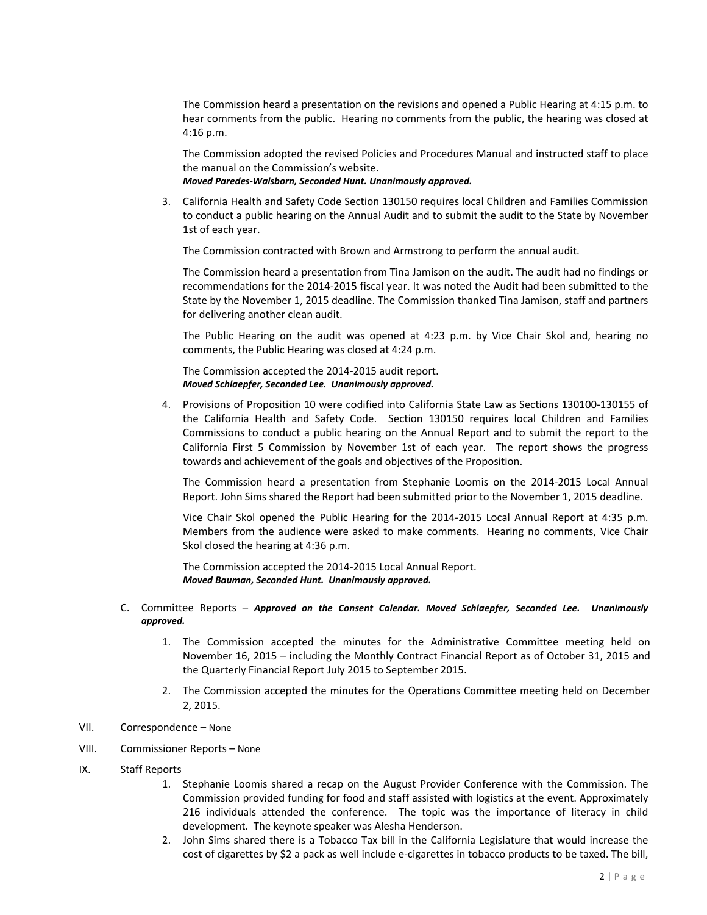The Commission heard a presentation on the revisions and opened a Public Hearing at 4:15 p.m. to hear comments from the public. Hearing no comments from the public, the hearing was closed at 4:16 p.m.

The Commission adopted the revised Policies and Procedures Manual and instructed staff to place the manual on the Commission's website.
***Moved Paredes-Walsborn, Seconded Hunt. Unanimously approved.***

3. California Health and Safety Code Section 130150 requires local Children and Families Commission to conduct a public hearing on the Annual Audit and to submit the audit to the State by November 1st of each year.

   The Commission contracted with Brown and Armstrong to perform the annual audit.

   The Commission heard a presentation from Tina Jamison on the audit. The audit had no findings or recommendations for the 2014-2015 fiscal year. It was noted the Audit had been submitted to the State by the November 1, 2015 deadline. The Commission thanked Tina Jamison, staff and partners for delivering another clean audit.

   The Public Hearing on the audit was opened at 4:23 p.m. by Vice Chair Skol and, hearing no comments, the Public Hearing was closed at 4:24 p.m.

   The Commission accepted the 2014-2015 audit report.
   ***Moved Schlaepfer, Seconded Lee. Unanimously approved.***

4. Provisions of Proposition 10 were codified into California State Law as Sections 130100-130155 of the California Health and Safety Code. Section 130150 requires local Children and Families Commissions to conduct a public hearing on the Annual Report and to submit the report to the California First 5 Commission by November 1st of each year. The report shows the progress towards and achievement of the goals and objectives of the Proposition.

   The Commission heard a presentation from Stephanie Loomis on the 2014-2015 Local Annual Report. John Sims shared the Report had been submitted prior to the November 1, 2015 deadline.

   Vice Chair Skol opened the Public Hearing for the 2014-2015 Local Annual Report at 4:35 p.m. Members from the audience were asked to make comments. Hearing no comments, Vice Chair Skol closed the hearing at 4:36 p.m.

   The Commission accepted the 2014-2015 Local Annual Report.
   ***Moved Bauman, Seconded Hunt. Unanimously approved.***

C. Committee Reports – ***Approved on the Consent Calendar. Moved Schlaepfer, Seconded Lee. Unanimously approved.***

   1. The Commission accepted the minutes for the Administrative Committee meeting held on November 16, 2015 – including the Monthly Contract Financial Report as of October 31, 2015 and the Quarterly Financial Report July 2015 to September 2015.

   2. The Commission accepted the minutes for the Operations Committee meeting held on December 2, 2015.

VII. Correspondence – None

VIII. Commissioner Reports – None

IX. Staff Reports

   1. Stephanie Loomis shared a recap on the August Provider Conference with the Commission. The Commission provided funding for food and staff assisted with logistics at the event. Approximately 216 individuals attended the conference. The topic was the importance of literacy in child development. The keynote speaker was Alesha Henderson.
   2. John Sims shared there is a Tobacco Tax bill in the California Legislature that would increase the cost of cigarettes by $2 a pack as well include e-cigarettes in tobacco products to be taxed. The bill,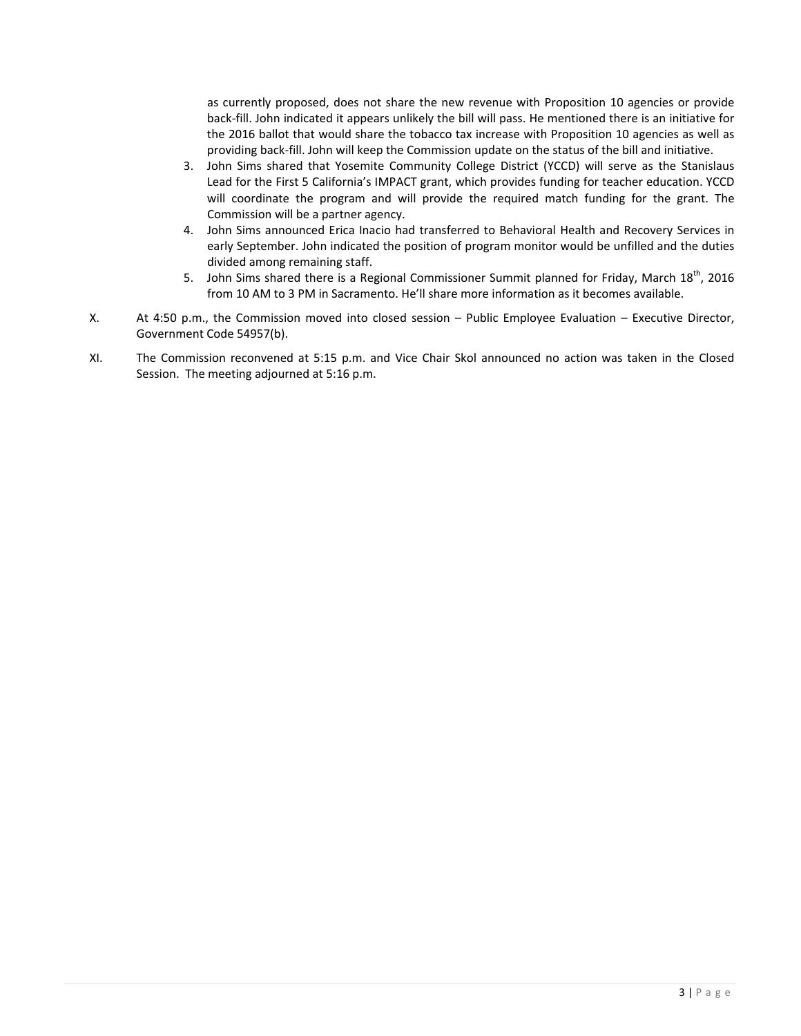as currently proposed, does not share the new revenue with Proposition 10 agencies or provide back-fill. John indicated it appears unlikely the bill will pass. He mentioned there is an initiative for the 2016 ballot that would share the tobacco tax increase with Proposition 10 agencies as well as providing back-fill. John will keep the Commission update on the status of the bill and initiative.

3. John Sims shared that Yosemite Community College District (YCCD) will serve as the Stanislaus Lead for the First 5 California's IMPACT grant, which provides funding for teacher education. YCCD will coordinate the program and will provide the required match funding for the grant. The Commission will be a partner agency.
4. John Sims announced Erica Inacio had transferred to Behavioral Health and Recovery Services in early September. John indicated the position of program monitor would be unfilled and the duties divided among remaining staff.
5. John Sims shared there is a Regional Commissioner Summit planned for Friday, March 18th, 2016 from 10 AM to 3 PM in Sacramento. He'll share more information as it becomes available.

X. At 4:50 p.m., the Commission moved into closed session – Public Employee Evaluation – Executive Director, Government Code 54957(b).

XI. The Commission reconvened at 5:15 p.m. and Vice Chair Skol announced no action was taken in the Closed Session. The meeting adjourned at 5:16 p.m.